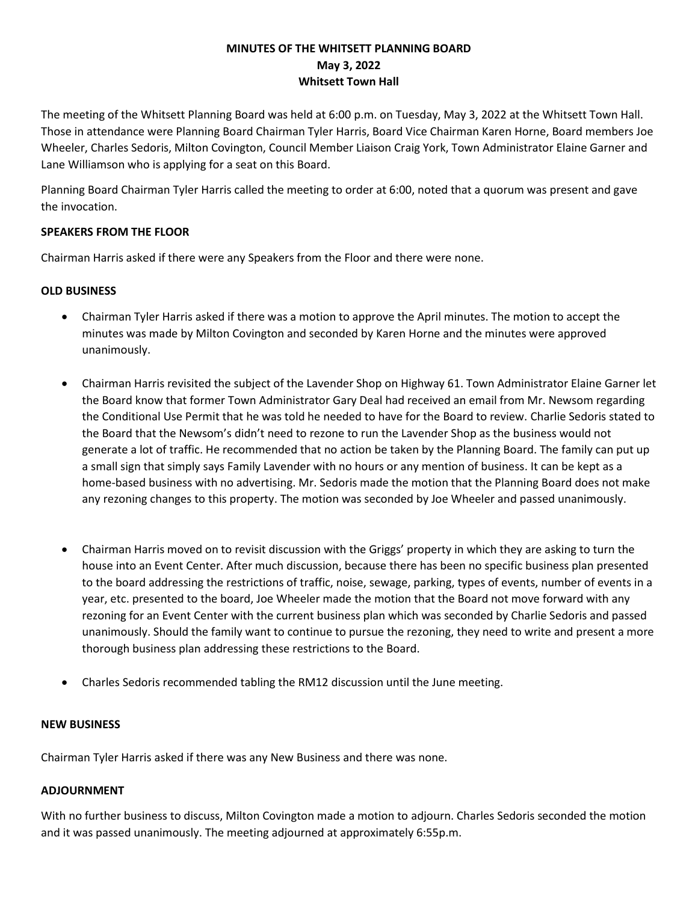**MINUTES OF THE WHITSETT PLANNING BOARD**
**May 3, 2022**
**Whitsett Town Hall**

The meeting of the Whitsett Planning Board was held at 6:00 p.m. on Tuesday, May 3, 2022 at the Whitsett Town Hall. Those in attendance were Planning Board Chairman Tyler Harris, Board Vice Chairman Karen Horne, Board members Joe Wheeler, Charles Sedoris, Milton Covington, Council Member Liaison Craig York, Town Administrator Elaine Garner and Lane Williamson who is applying for a seat on this Board.

Planning Board Chairman Tyler Harris called the meeting to order at 6:00, noted that a quorum was present and gave the invocation.

**SPEAKERS FROM THE FLOOR**

Chairman Harris asked if there were any Speakers from the Floor and there were none.

**OLD BUSINESS**

- Chairman Tyler Harris asked if there was a motion to approve the April minutes. The motion to accept the minutes was made by Milton Covington and seconded by Karen Horne and the minutes were approved unanimously.

- Chairman Harris revisited the subject of the Lavender Shop on Highway 61. Town Administrator Elaine Garner let the Board know that former Town Administrator Gary Deal had received an email from Mr. Newsom regarding the Conditional Use Permit that he was told he needed to have for the Board to review. Charlie Sedoris stated to the Board that the Newsom's didn't need to rezone to run the Lavender Shop as the business would not generate a lot of traffic. He recommended that no action be taken by the Planning Board. The family can put up a small sign that simply says Family Lavender with no hours or any mention of business. It can be kept as a home-based business with no advertising. Mr. Sedoris made the motion that the Planning Board does not make any rezoning changes to this property. The motion was seconded by Joe Wheeler and passed unanimously.

- Chairman Harris moved on to revisit discussion with the Griggs' property in which they are asking to turn the house into an Event Center. After much discussion, because there has been no specific business plan presented to the board addressing the restrictions of traffic, noise, sewage, parking, types of events, number of events in a year, etc. presented to the board, Joe Wheeler made the motion that the Board not move forward with any rezoning for an Event Center with the current business plan which was seconded by Charlie Sedoris and passed unanimously. Should the family want to continue to pursue the rezoning, they need to write and present a more thorough business plan addressing these restrictions to the Board.

- Charles Sedoris recommended tabling the RM12 discussion until the June meeting.

**NEW BUSINESS**

Chairman Tyler Harris asked if there was any New Business and there was none.

**ADJOURNMENT**

With no further business to discuss, Milton Covington made a motion to adjourn. Charles Sedoris seconded the motion and it was passed unanimously. The meeting adjourned at approximately 6:55p.m.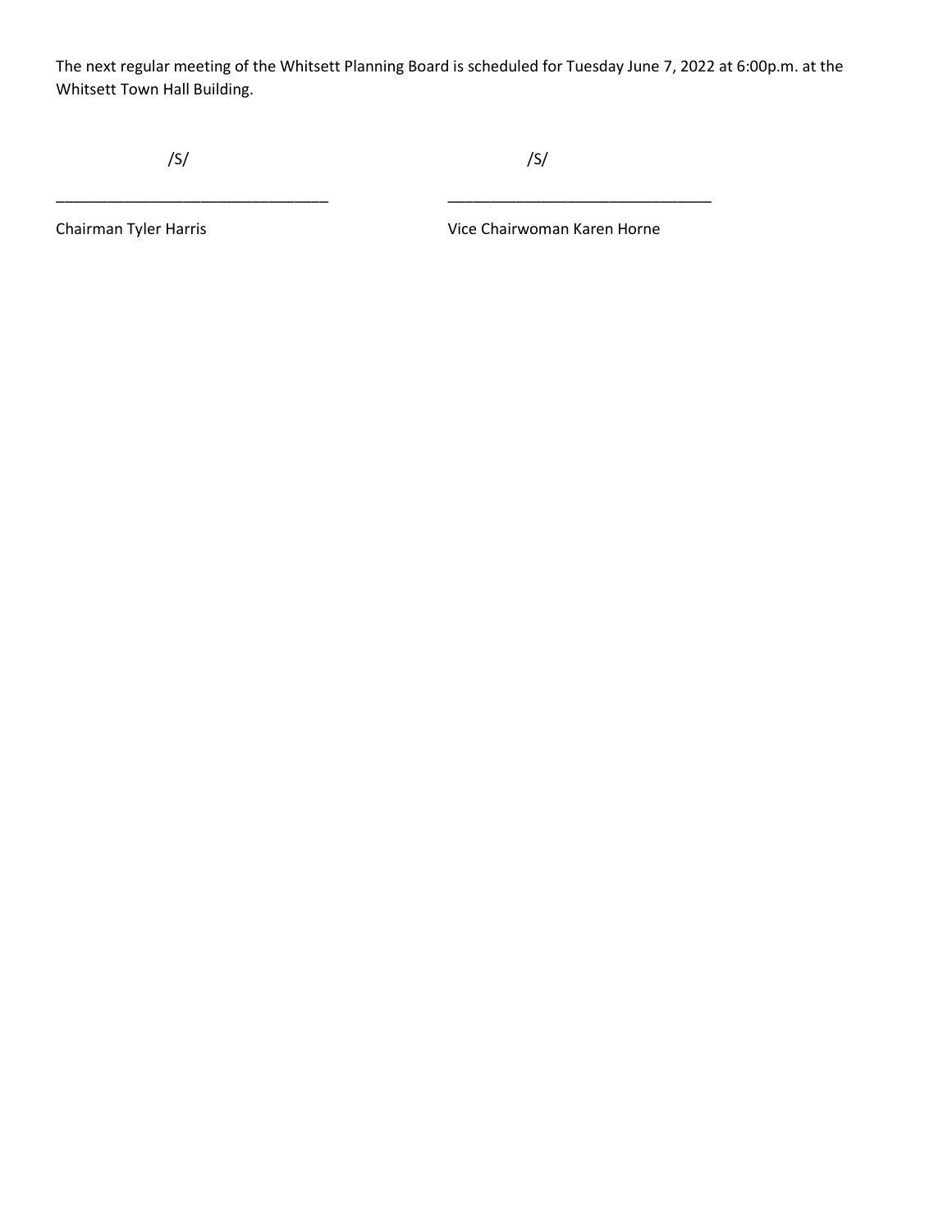The next regular meeting of the Whitsett Planning Board is scheduled for Tuesday June 7, 2022 at 6:00p.m. at the Whitsett Town Hall Building.

| | |
|---|---|
| /S/ | /S/ |
| ________________________________ | ________________________________ |
| Chairman Tyler Harris | Vice Chairwoman Karen Horne |